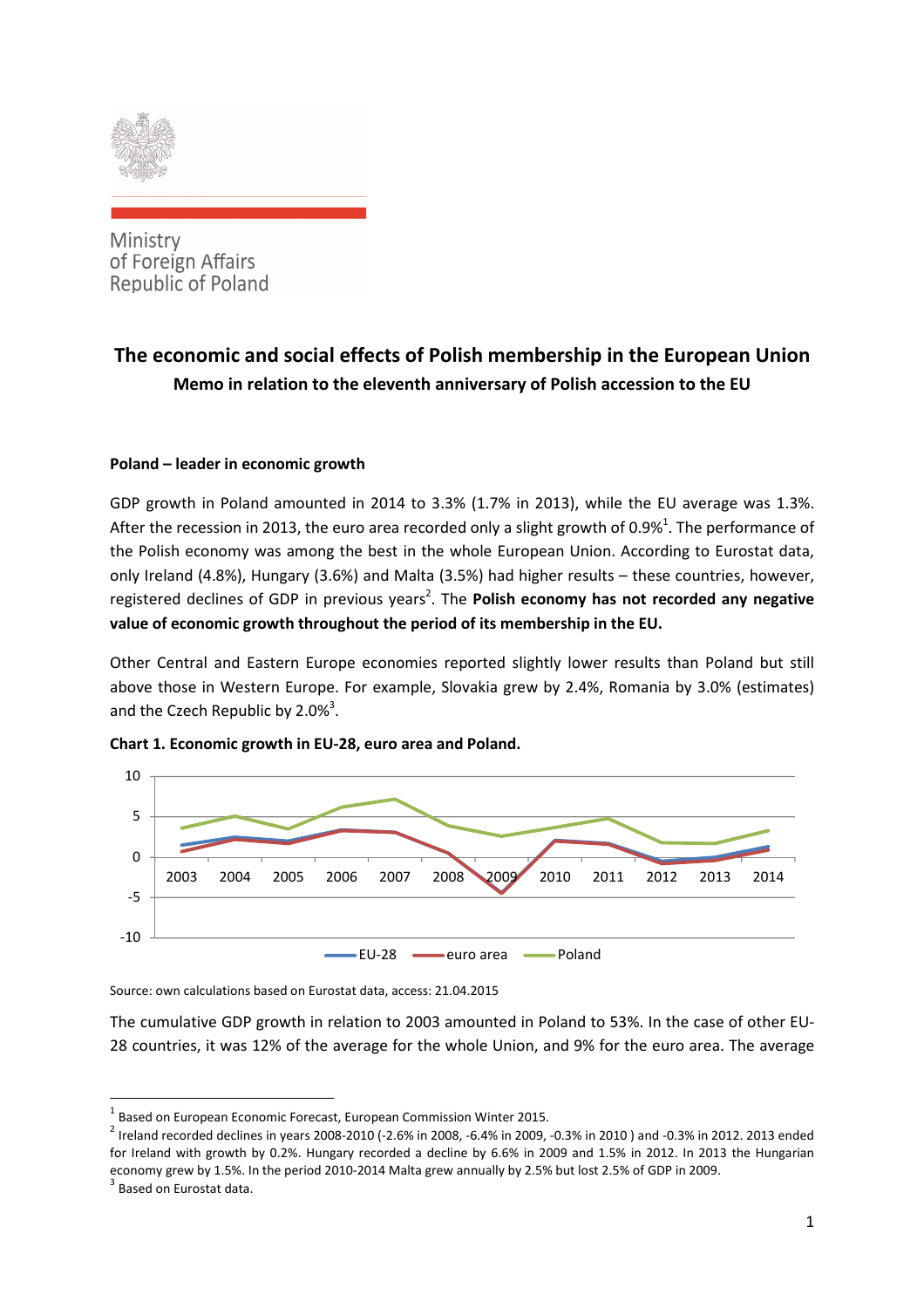Ministry
of Foreign Affairs
Republic of Poland

# The economic and social effects of Polish membership in the European Union

### Memo in relation to the eleventh anniversary of Polish accession to the EU

**Poland – leader in economic growth**

GDP growth in Poland amounted in 2014 to 3.3% (1.7% in 2013), while the EU average was 1.3%. After the recession in 2013, the euro area recorded only a slight growth of 0.9%[1]. The performance of the Polish economy was among the best in the whole European Union. According to Eurostat data, only Ireland (4.8%), Hungary (3.6%) and Malta (3.5%) had higher results – these countries, however, registered declines of GDP in previous years[2]. The **Polish economy has not recorded any negative value of economic growth throughout the period of its membership in the EU.**

Other Central and Eastern Europe economies reported slightly lower results than Poland but still above those in Western Europe. For example, Slovakia grew by 2.4%, Romania by 3.0% (estimates) and the Czech Republic by 2.0%[3].

**Chart 1. Economic growth in EU-28, euro area and Poland.**

Source: own calculations based on Eurostat data, access: 21.04.2015

The cumulative GDP growth in relation to 2003 amounted in Poland to 53%. In the case of other EU-28 countries, it was 12% of the average for the whole Union, and 9% for the euro area. The average

---

[1] Based on European Economic Forecast, European Commission Winter 2015.

[2] Ireland recorded declines in years 2008-2010 (-2.6% in 2008, -6.4% in 2009, -0.3% in 2010 ) and -0.3% in 2012. 2013 ended for Ireland with growth by 0.2%. Hungary recorded a decline by 6.6% in 2009 and 1.5% in 2012. In 2013 the Hungarian economy grew by 1.5%. In the period 2010-2014 Malta grew annually by 2.5% but lost 2.5% of GDP in 2009.

[3] Based on Eurostat data.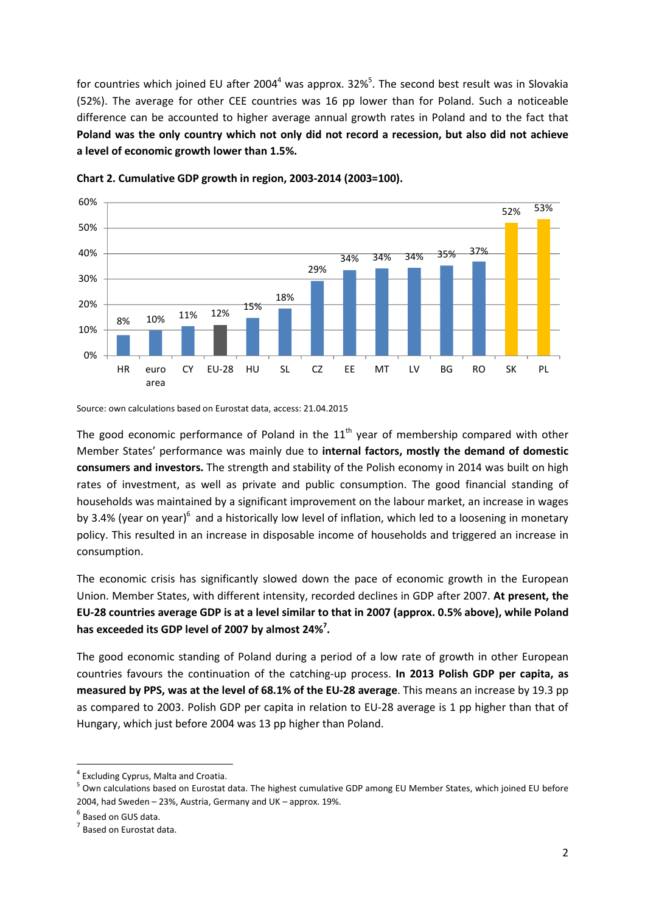for countries which joined EU after 2004[4] was approx. 32%[5]. The second best result was in Slovakia (52%). The average for other CEE countries was 16 pp lower than for Poland. Such a noticeable difference can be accounted to higher average annual growth rates in Poland and to the fact that **Poland was the only country which not only did not record a recession, but also did not achieve a level of economic growth lower than 1.5%.**

**Chart 2. Cumulative GDP growth in region, 2003-2014 (2003=100).**

| HR | euro area | CY | EU-28 | HU | SL | CZ | EE | MT | LV | BG | RO | SK | PL |
|---|---|---|---|---|---|---|---|---|---|---|---|---|---|
| 8% | 10% | 11% | 12% | 15% | 18% | 29% | 34% | 34% | 34% | 35% | 37% | 52% | 53% |

Source: own calculations based on Eurostat data, access: 21.04.2015

The good economic performance of Poland in the 11th year of membership compared with other Member States' performance was mainly due to **internal factors, mostly the demand of domestic consumers and investors.** The strength and stability of the Polish economy in 2014 was built on high rates of investment, as well as private and public consumption. The good financial standing of households was maintained by a significant improvement on the labour market, an increase in wages by 3.4% (year on year)[6] and a historically low level of inflation, which led to a loosening in monetary policy. This resulted in an increase in disposable income of households and triggered an increase in consumption.

The economic crisis has significantly slowed down the pace of economic growth in the European Union. Member States, with different intensity, recorded declines in GDP after 2007. **At present, the EU-28 countries average GDP is at a level similar to that in 2007 (approx. 0.5% above), while Poland has exceeded its GDP level of 2007 by almost 24%[7].**

The good economic standing of Poland during a period of a low rate of growth in other European countries favours the continuation of the catching-up process. **In 2013 Polish GDP per capita, as measured by PPS, was at the level of 68.1% of the EU-28 average**. This means an increase by 19.3 pp as compared to 2003. Polish GDP per capita in relation to EU-28 average is 1 pp higher than that of Hungary, which just before 2004 was 13 pp higher than Poland.

---

[4] Excluding Cyprus, Malta and Croatia.

[5] Own calculations based on Eurostat data. The highest cumulative GDP among EU Member States, which joined EU before 2004, had Sweden – 23%, Austria, Germany and UK – approx. 19%.

[6] Based on GUS data.

[7] Based on Eurostat data.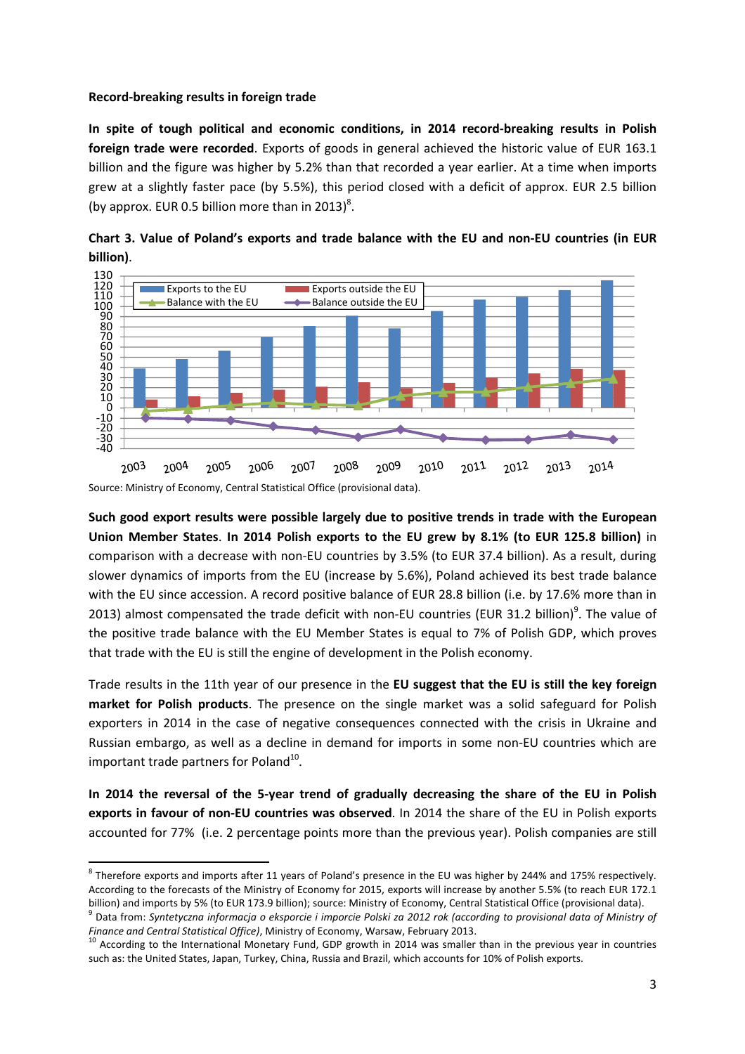**Record-breaking results in foreign trade**

**In spite of tough political and economic conditions, in 2014 record-breaking results in Polish foreign trade were recorded**. Exports of goods in general achieved the historic value of EUR 163.1 billion and the figure was higher by 5.2% than that recorded a year earlier. At a time when imports grew at a slightly faster pace (by 5.5%), this period closed with a deficit of approx. EUR 2.5 billion (by approx. EUR 0.5 billion more than in 2013)[8].

**Chart 3. Value of Poland's exports and trade balance with the EU and non-EU countries (in EUR billion)**.

Source: Ministry of Economy, Central Statistical Office (provisional data).

**Such good export results were possible largely due to positive trends in trade with the European Union Member States**. **In 2014 Polish exports to the EU grew by 8.1% (to EUR 125.8 billion)** in comparison with a decrease with non-EU countries by 3.5% (to EUR 37.4 billion). As a result, during slower dynamics of imports from the EU (increase by 5.6%), Poland achieved its best trade balance with the EU since accession. A record positive balance of EUR 28.8 billion (i.e. by 17.6% more than in 2013) almost compensated the trade deficit with non-EU countries (EUR 31.2 billion)[9]. The value of the positive trade balance with the EU Member States is equal to 7% of Polish GDP, which proves that trade with the EU is still the engine of development in the Polish economy.

Trade results in the 11th year of our presence in the **EU suggest that the EU is still the key foreign market for Polish products**. The presence on the single market was a solid safeguard for Polish exporters in 2014 in the case of negative consequences connected with the crisis in Ukraine and Russian embargo, as well as a decline in demand for imports in some non-EU countries which are important trade partners for Poland[10].

**In 2014 the reversal of the 5-year trend of gradually decreasing the share of the EU in Polish exports in favour of non-EU countries was observed**. In 2014 the share of the EU in Polish exports accounted for 77% (i.e. 2 percentage points more than the previous year). Polish companies are still

---

[8] Therefore exports and imports after 11 years of Poland's presence in the EU was higher by 244% and 175% respectively. According to the forecasts of the Ministry of Economy for 2015, exports will increase by another 5.5% (to reach EUR 172.1 billion) and imports by 5% (to EUR 173.9 billion); source: Ministry of Economy, Central Statistical Office (provisional data).

[9] Data from: *Syntetyczna informacja o eksporcie i imporcie Polski za 2012 rok (according to provisional data of Ministry of Finance and Central Statistical Office)*, Ministry of Economy, Warsaw, February 2013.

[10] According to the International Monetary Fund, GDP growth in 2014 was smaller than in the previous year in countries such as: the United States, Japan, Turkey, China, Russia and Brazil, which accounts for 10% of Polish exports.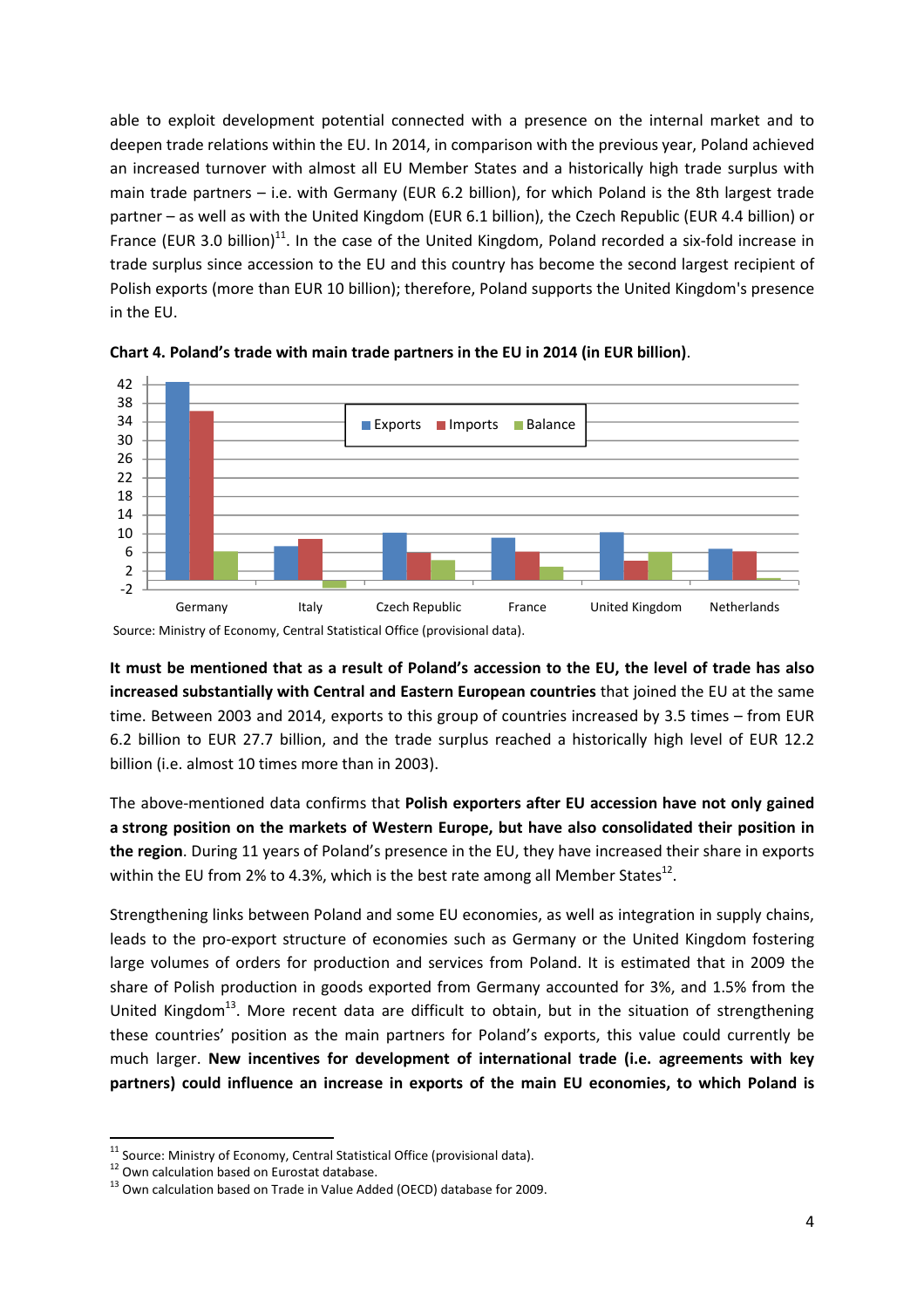able to exploit development potential connected with a presence on the internal market and to deepen trade relations within the EU. In 2014, in comparison with the previous year, Poland achieved an increased turnover with almost all EU Member States and a historically high trade surplus with main trade partners – i.e. with Germany (EUR 6.2 billion), for which Poland is the 8th largest trade partner – as well as with the United Kingdom (EUR 6.1 billion), the Czech Republic (EUR 4.4 billion) or France (EUR 3.0 billion)[11]. In the case of the United Kingdom, Poland recorded a six-fold increase in trade surplus since accession to the EU and this country has become the second largest recipient of Polish exports (more than EUR 10 billion); therefore, Poland supports the United Kingdom's presence in the EU.

**Chart 4. Poland's trade with main trade partners in the EU in 2014 (in EUR billion)**.

Source: Ministry of Economy, Central Statistical Office (provisional data).

**It must be mentioned that as a result of Poland's accession to the EU, the level of trade has also increased substantially with Central and Eastern European countries** that joined the EU at the same time. Between 2003 and 2014, exports to this group of countries increased by 3.5 times – from EUR 6.2 billion to EUR 27.7 billion, and the trade surplus reached a historically high level of EUR 12.2 billion (i.e. almost 10 times more than in 2003).

The above-mentioned data confirms that **Polish exporters after EU accession have not only gained a strong position on the markets of Western Europe, but have also consolidated their position in the region**. During 11 years of Poland's presence in the EU, they have increased their share in exports within the EU from 2% to 4.3%, which is the best rate among all Member States[12].

Strengthening links between Poland and some EU economies, as well as integration in supply chains, leads to the pro-export structure of economies such as Germany or the United Kingdom fostering large volumes of orders for production and services from Poland. It is estimated that in 2009 the share of Polish production in goods exported from Germany accounted for 3%, and 1.5% from the United Kingdom[13]. More recent data are difficult to obtain, but in the situation of strengthening these countries' position as the main partners for Poland's exports, this value could currently be much larger. **New incentives for development of international trade (i.e. agreements with key partners) could influence an increase in exports of the main EU economies, to which Poland is**

[11] Source: Ministry of Economy, Central Statistical Office (provisional data).

[12] Own calculation based on Eurostat database.

[13] Own calculation based on Trade in Value Added (OECD) database for 2009.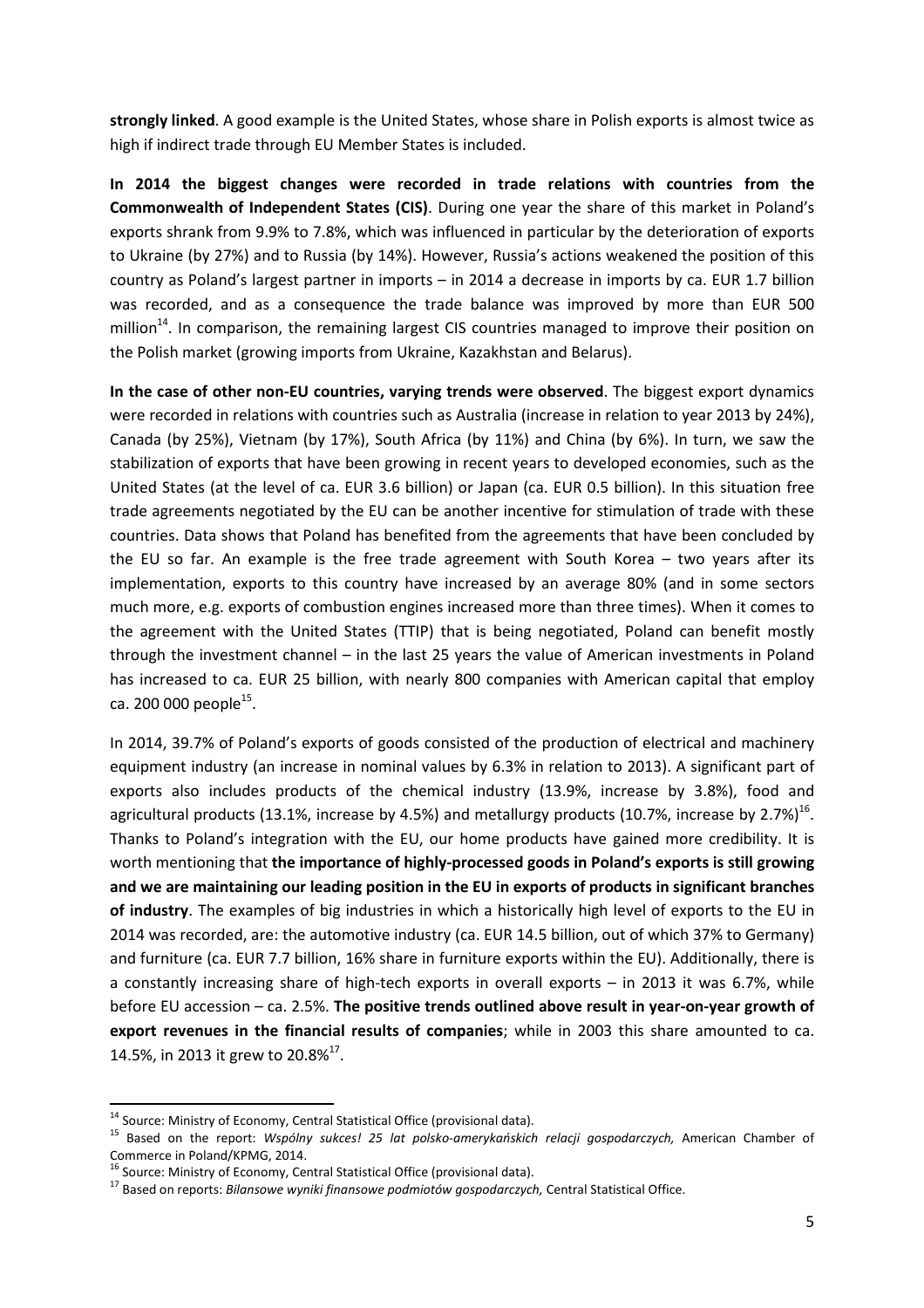**strongly linked**. A good example is the United States, whose share in Polish exports is almost twice as high if indirect trade through EU Member States is included.

**In 2014 the biggest changes were recorded in trade relations with countries from the Commonwealth of Independent States (CIS)**. During one year the share of this market in Poland's exports shrank from 9.9% to 7.8%, which was influenced in particular by the deterioration of exports to Ukraine (by 27%) and to Russia (by 14%). However, Russia's actions weakened the position of this country as Poland's largest partner in imports – in 2014 a decrease in imports by ca. EUR 1.7 billion was recorded, and as a consequence the trade balance was improved by more than EUR 500 million[14]. In comparison, the remaining largest CIS countries managed to improve their position on the Polish market (growing imports from Ukraine, Kazakhstan and Belarus).

**In the case of other non-EU countries, varying trends were observed**. The biggest export dynamics were recorded in relations with countries such as Australia (increase in relation to year 2013 by 24%), Canada (by 25%), Vietnam (by 17%), South Africa (by 11%) and China (by 6%). In turn, we saw the stabilization of exports that have been growing in recent years to developed economies, such as the United States (at the level of ca. EUR 3.6 billion) or Japan (ca. EUR 0.5 billion). In this situation free trade agreements negotiated by the EU can be another incentive for stimulation of trade with these countries. Data shows that Poland has benefited from the agreements that have been concluded by the EU so far. An example is the free trade agreement with South Korea – two years after its implementation, exports to this country have increased by an average 80% (and in some sectors much more, e.g. exports of combustion engines increased more than three times). When it comes to the agreement with the United States (TTIP) that is being negotiated, Poland can benefit mostly through the investment channel – in the last 25 years the value of American investments in Poland has increased to ca. EUR 25 billion, with nearly 800 companies with American capital that employ ca. 200 000 people[15].

In 2014, 39.7% of Poland's exports of goods consisted of the production of electrical and machinery equipment industry (an increase in nominal values by 6.3% in relation to 2013). A significant part of exports also includes products of the chemical industry (13.9%, increase by 3.8%), food and agricultural products (13.1%, increase by 4.5%) and metallurgy products (10.7%, increase by 2.7%)[16]. Thanks to Poland's integration with the EU, our home products have gained more credibility. It is worth mentioning that **the importance of highly-processed goods in Poland's exports is still growing and we are maintaining our leading position in the EU in exports of products in significant branches of industry**. The examples of big industries in which a historically high level of exports to the EU in 2014 was recorded, are: the automotive industry (ca. EUR 14.5 billion, out of which 37% to Germany) and furniture (ca. EUR 7.7 billion, 16% share in furniture exports within the EU). Additionally, there is a constantly increasing share of high-tech exports in overall exports – in 2013 it was 6.7%, while before EU accession – ca. 2.5%. **The positive trends outlined above result in year-on-year growth of export revenues in the financial results of companies**; while in 2003 this share amounted to ca. 14.5%, in 2013 it grew to 20.8%[17].

---

[14] Source: Ministry of Economy, Central Statistical Office (provisional data).

[15] Based on the report: *Wspólny sukces! 25 lat polsko-amerykańskich relacji gospodarczych,* American Chamber of Commerce in Poland/KPMG, 2014.

[16] Source: Ministry of Economy, Central Statistical Office (provisional data).

[17] Based on reports: *Bilansowe wyniki finansowe podmiotów gospodarczych,* Central Statistical Office.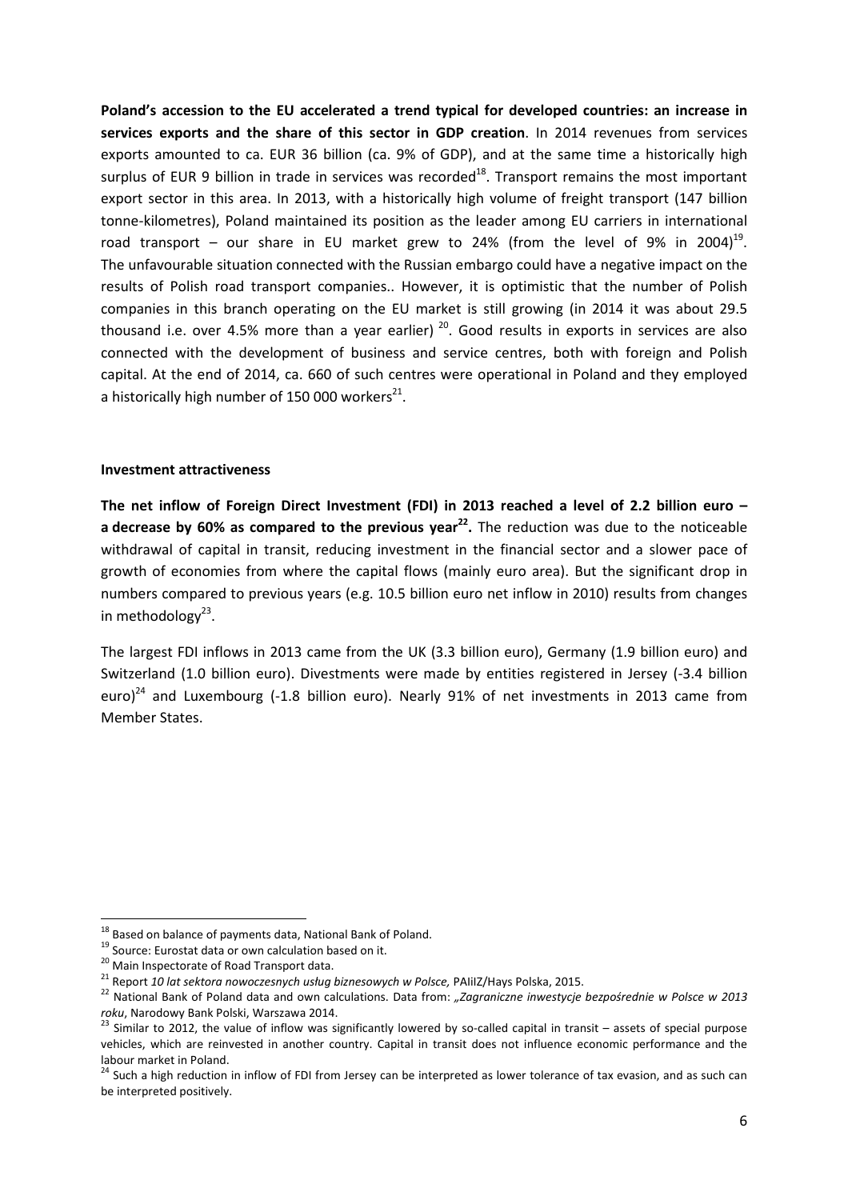**Poland's accession to the EU accelerated a trend typical for developed countries: an increase in services exports and the share of this sector in GDP creation**. In 2014 revenues from services exports amounted to ca. EUR 36 billion (ca. 9% of GDP), and at the same time a historically high surplus of EUR 9 billion in trade in services was recorded[18]. Transport remains the most important export sector in this area. In 2013, with a historically high volume of freight transport (147 billion tonne-kilometres), Poland maintained its position as the leader among EU carriers in international road transport – our share in EU market grew to 24% (from the level of 9% in 2004)[19]. The unfavourable situation connected with the Russian embargo could have a negative impact on the results of Polish road transport companies.. However, it is optimistic that the number of Polish companies in this branch operating on the EU market is still growing (in 2014 it was about 29.5 thousand i.e. over 4.5% more than a year earlier) [20]. Good results in exports in services are also connected with the development of business and service centres, both with foreign and Polish capital. At the end of 2014, ca. 660 of such centres were operational in Poland and they employed a historically high number of 150 000 workers[21].

**Investment attractiveness**

**The net inflow of Foreign Direct Investment (FDI) in 2013 reached a level of 2.2 billion euro – a decrease by 60% as compared to the previous year[22].** The reduction was due to the noticeable withdrawal of capital in transit, reducing investment in the financial sector and a slower pace of growth of economies from where the capital flows (mainly euro area). But the significant drop in numbers compared to previous years (e.g. 10.5 billion euro net inflow in 2010) results from changes in methodology[23].

The largest FDI inflows in 2013 came from the UK (3.3 billion euro), Germany (1.9 billion euro) and Switzerland (1.0 billion euro). Divestments were made by entities registered in Jersey (-3.4 billion euro)[24] and Luxembourg (-1.8 billion euro). Nearly 91% of net investments in 2013 came from Member States.

---

[18] Based on balance of payments data, National Bank of Poland.

[19] Source: Eurostat data or own calculation based on it.

[20] Main Inspectorate of Road Transport data.

[21] Report *10 lat sektora nowoczesnych usług biznesowych w Polsce,* PAIiIZ/Hays Polska, 2015.

[22] National Bank of Poland data and own calculations. Data from: *„Zagraniczne inwestycje bezpośrednie w Polsce w 2013 roku*, Narodowy Bank Polski, Warszawa 2014.

[23] Similar to 2012, the value of inflow was significantly lowered by so-called capital in transit – assets of special purpose vehicles, which are reinvested in another country. Capital in transit does not influence economic performance and the labour market in Poland.

[24] Such a high reduction in inflow of FDI from Jersey can be interpreted as lower tolerance of tax evasion, and as such can be interpreted positively.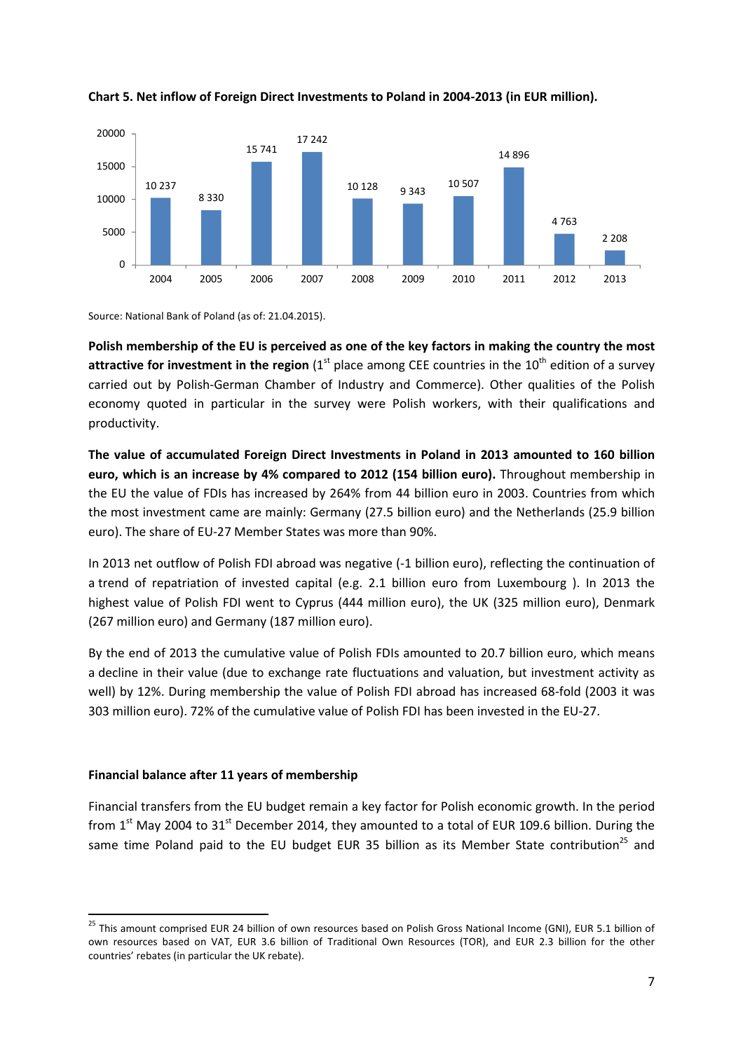**Chart 5. Net inflow of Foreign Direct Investments to Poland in 2004-2013 (in EUR million).**

| Year | Net inflow (EUR million) |
|---|---|
| 2004 | 10 237 |
| 2005 | 8 330 |
| 2006 | 15 741 |
| 2007 | 17 242 |
| 2008 | 10 128 |
| 2009 | 9 343 |
| 2010 | 10 507 |
| 2011 | 14 896 |
| 2012 | 4 763 |
| 2013 | 2 208 |

Source: National Bank of Poland (as of: 21.04.2015).

**Polish membership of the EU is perceived as one of the key factors in making the country the most attractive for investment in the region** (1st place among CEE countries in the 10th edition of a survey carried out by Polish-German Chamber of Industry and Commerce). Other qualities of the Polish economy quoted in particular in the survey were Polish workers, with their qualifications and productivity.

**The value of accumulated Foreign Direct Investments in Poland in 2013 amounted to 160 billion euro, which is an increase by 4% compared to 2012 (154 billion euro).** Throughout membership in the EU the value of FDIs has increased by 264% from 44 billion euro in 2003. Countries from which the most investment came are mainly: Germany (27.5 billion euro) and the Netherlands (25.9 billion euro). The share of EU-27 Member States was more than 90%.

In 2013 net outflow of Polish FDI abroad was negative (-1 billion euro), reflecting the continuation of a trend of repatriation of invested capital (e.g. 2.1 billion euro from Luxembourg ). In 2013 the highest value of Polish FDI went to Cyprus (444 million euro), the UK (325 million euro), Denmark (267 million euro) and Germany (187 million euro).

By the end of 2013 the cumulative value of Polish FDIs amounted to 20.7 billion euro, which means a decline in their value (due to exchange rate fluctuations and valuation, but investment activity as well) by 12%. During membership the value of Polish FDI abroad has increased 68-fold (2003 it was 303 million euro). 72% of the cumulative value of Polish FDI has been invested in the EU-27.

### Financial balance after 11 years of membership

Financial transfers from the EU budget remain a key factor for Polish economic growth. In the period from 1st May 2004 to 31st December 2014, they amounted to a total of EUR 109.6 billion. During the same time Poland paid to the EU budget EUR 35 billion as its Member State contribution[25] and

[25] This amount comprised EUR 24 billion of own resources based on Polish Gross National Income (GNI), EUR 5.1 billion of own resources based on VAT, EUR 3.6 billion of Traditional Own Resources (TOR), and EUR 2.3 billion for the other countries' rebates (in particular the UK rebate).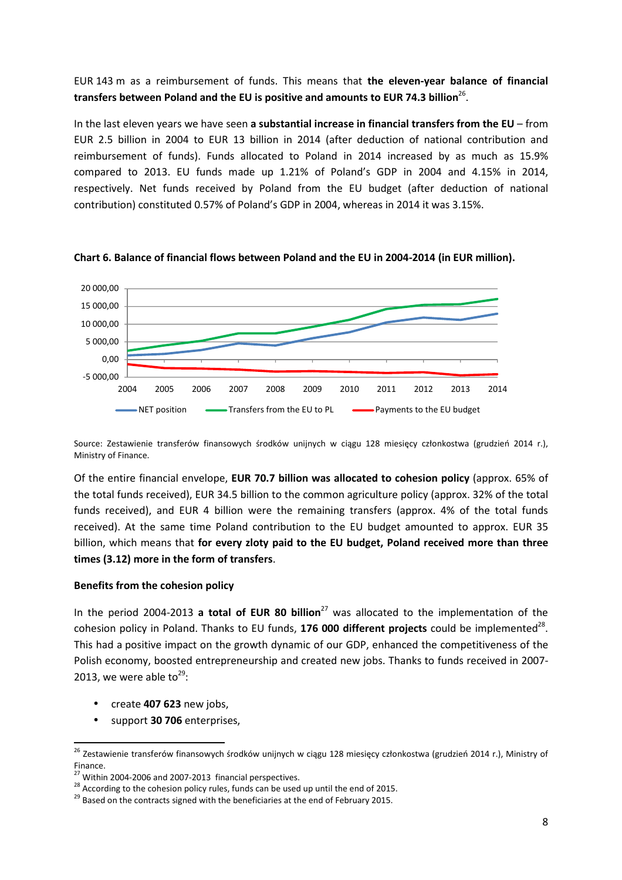EUR 143 m as a reimbursement of funds. This means that **the eleven-year balance of financial transfers between Poland and the EU is positive and amounts to EUR 74.3 billion**[26].

In the last eleven years we have seen **a substantial increase in financial transfers from the EU** – from EUR 2.5 billion in 2004 to EUR 13 billion in 2014 (after deduction of national contribution and reimbursement of funds). Funds allocated to Poland in 2014 increased by as much as 15.9% compared to 2013. EU funds made up 1.21% of Poland's GDP in 2004 and 4.15% in 2014, respectively. Net funds received by Poland from the EU budget (after deduction of national contribution) constituted 0.57% of Poland's GDP in 2004, whereas in 2014 it was 3.15%.

**Chart 6. Balance of financial flows between Poland and the EU in 2004-2014 (in EUR million).**

Source: Zestawienie transferów finansowych środków unijnych w ciągu 128 miesięcy członkostwa (grudzień 2014 r.), Ministry of Finance.

Of the entire financial envelope, **EUR 70.7 billion was allocated to cohesion policy** (approx. 65% of the total funds received), EUR 34.5 billion to the common agriculture policy (approx. 32% of the total funds received), and EUR 4 billion were the remaining transfers (approx. 4% of the total funds received). At the same time Poland contribution to the EU budget amounted to approx. EUR 35 billion, which means that **for every zloty paid to the EU budget, Poland received more than three times (3.12) more in the form of transfers**.

**Benefits from the cohesion policy**

In the period 2004-2013 **a total of EUR 80 billion**[27] was allocated to the implementation of the cohesion policy in Poland. Thanks to EU funds, **176 000 different projects** could be implemented[28]. This had a positive impact on the growth dynamic of our GDP, enhanced the competitiveness of the Polish economy, boosted entrepreneurship and created new jobs. Thanks to funds received in 2007-2013, we were able to[29]:

- create **407 623** new jobs,
- support **30 706** enterprises,

[26] Zestawienie transferów finansowych środków unijnych w ciągu 128 miesięcy członkostwa (grudzień 2014 r.), Ministry of Finance.

[27] Within 2004-2006 and 2007-2013 financial perspectives.

[28] According to the cohesion policy rules, funds can be used up until the end of 2015.

[29] Based on the contracts signed with the beneficiaries at the end of February 2015.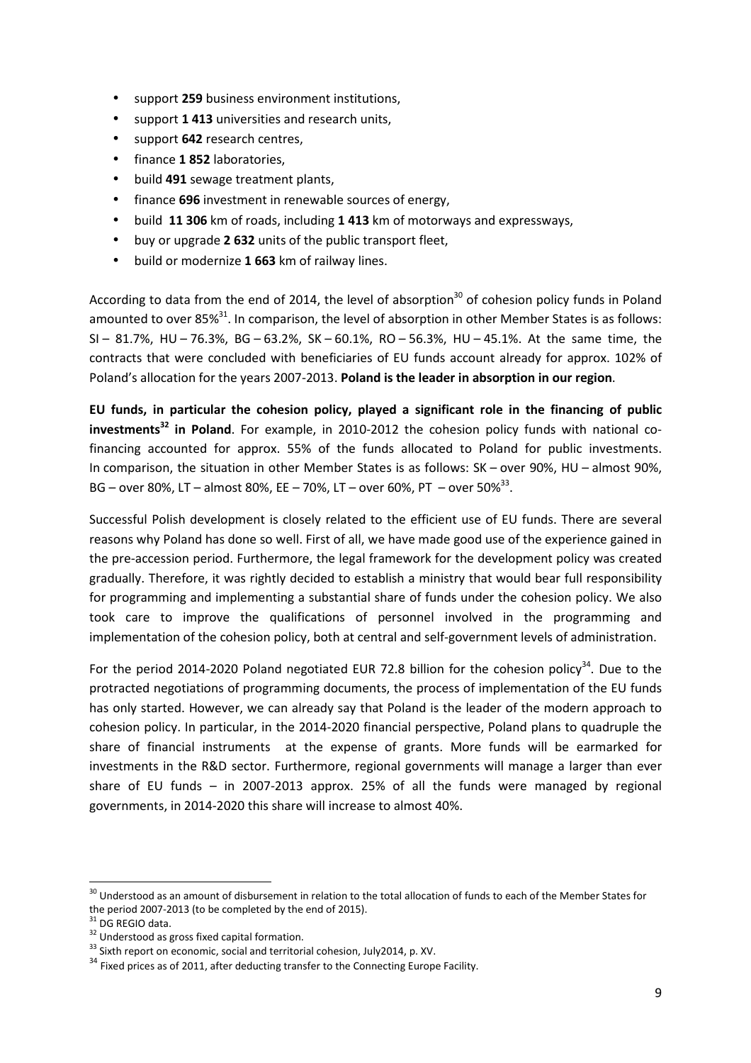- support **259** business environment institutions,
- support **1 413** universities and research units,
- support **642** research centres,
- finance **1 852** laboratories,
- build **491** sewage treatment plants,
- finance **696** investment in renewable sources of energy,
- build **11 306** km of roads, including **1 413** km of motorways and expressways,
- buy or upgrade **2 632** units of the public transport fleet,
- build or modernize **1 663** km of railway lines.

According to data from the end of 2014, the level of absorption[30] of cohesion policy funds in Poland amounted to over 85%[31]. In comparison, the level of absorption in other Member States is as follows: SI – 81.7%, HU – 76.3%, BG – 63.2%, SK – 60.1%, RO – 56.3%, HU – 45.1%. At the same time, the contracts that were concluded with beneficiaries of EU funds account already for approx. 102% of Poland's allocation for the years 2007-2013. **Poland is the leader in absorption in our region**.

**EU funds, in particular the cohesion policy, played a significant role in the financing of public investments[32] in Poland**. For example, in 2010-2012 the cohesion policy funds with national co-financing accounted for approx. 55% of the funds allocated to Poland for public investments. In comparison, the situation in other Member States is as follows: SK – over 90%, HU – almost 90%, BG – over 80%, LT – almost 80%, EE – 70%, LT – over 60%, PT – over 50%[33].

Successful Polish development is closely related to the efficient use of EU funds. There are several reasons why Poland has done so well. First of all, we have made good use of the experience gained in the pre-accession period. Furthermore, the legal framework for the development policy was created gradually. Therefore, it was rightly decided to establish a ministry that would bear full responsibility for programming and implementing a substantial share of funds under the cohesion policy. We also took care to improve the qualifications of personnel involved in the programming and implementation of the cohesion policy, both at central and self-government levels of administration.

For the period 2014-2020 Poland negotiated EUR 72.8 billion for the cohesion policy[34]. Due to the protracted negotiations of programming documents, the process of implementation of the EU funds has only started. However, we can already say that Poland is the leader of the modern approach to cohesion policy. In particular, in the 2014-2020 financial perspective, Poland plans to quadruple the share of financial instruments at the expense of grants. More funds will be earmarked for investments in the R&D sector. Furthermore, regional governments will manage a larger than ever share of EU funds – in 2007-2013 approx. 25% of all the funds were managed by regional governments, in 2014-2020 this share will increase to almost 40%.

---

[30] Understood as an amount of disbursement in relation to the total allocation of funds to each of the Member States for the period 2007-2013 (to be completed by the end of 2015).

[31] DG REGIO data.

[32] Understood as gross fixed capital formation.

[33] Sixth report on economic, social and territorial cohesion, July2014, p. XV.

[34] Fixed prices as of 2011, after deducting transfer to the Connecting Europe Facility.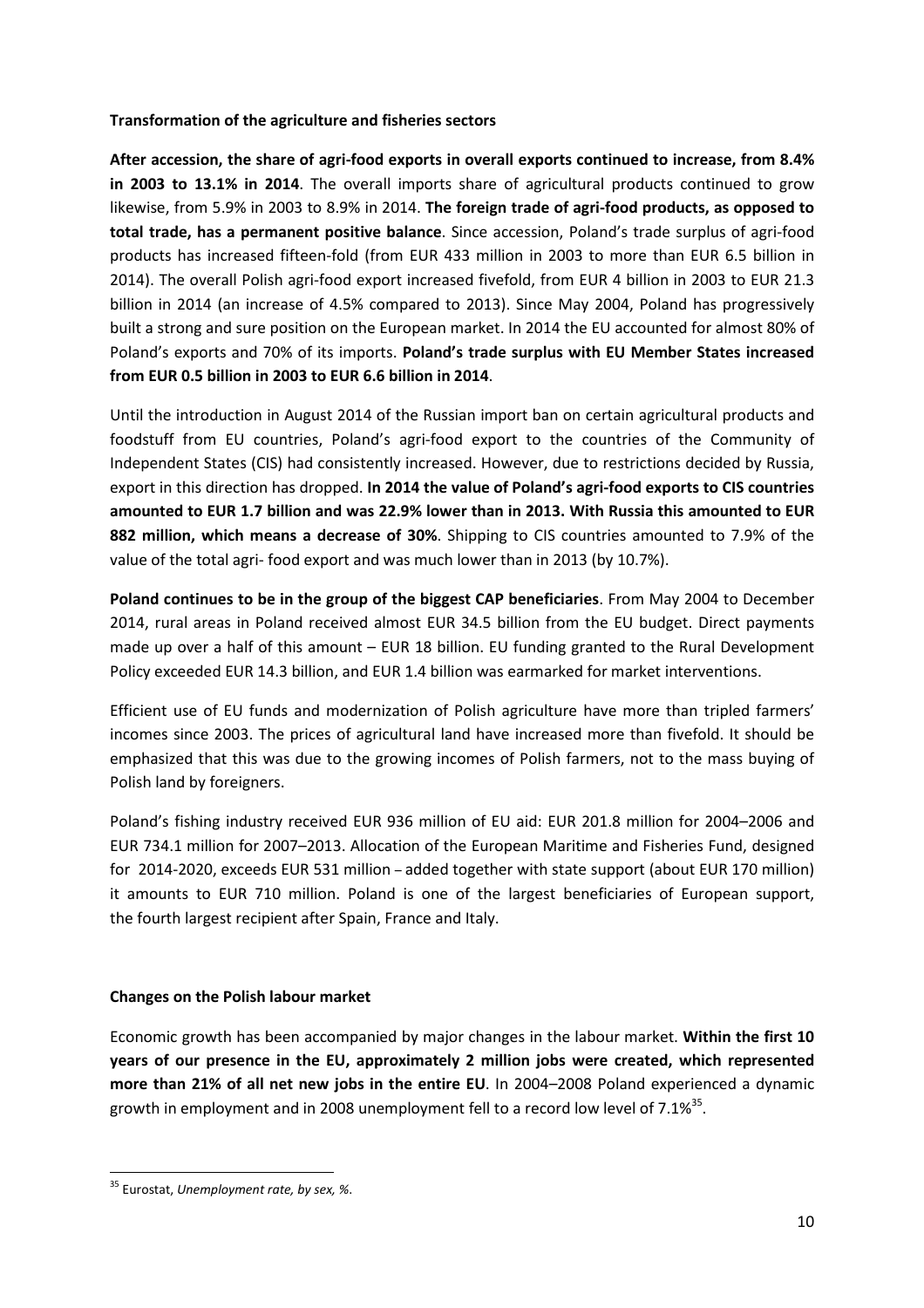**Transformation of the agriculture and fisheries sectors**

**After accession, the share of agri-food exports in overall exports continued to increase, from 8.4% in 2003 to 13.1% in 2014**. The overall imports share of agricultural products continued to grow likewise, from 5.9% in 2003 to 8.9% in 2014. **The foreign trade of agri-food products, as opposed to total trade, has a permanent positive balance**. Since accession, Poland's trade surplus of agri-food products has increased fifteen-fold (from EUR 433 million in 2003 to more than EUR 6.5 billion in 2014). The overall Polish agri-food export increased fivefold, from EUR 4 billion in 2003 to EUR 21.3 billion in 2014 (an increase of 4.5% compared to 2013). Since May 2004, Poland has progressively built a strong and sure position on the European market. In 2014 the EU accounted for almost 80% of Poland's exports and 70% of its imports. **Poland's trade surplus with EU Member States increased from EUR 0.5 billion in 2003 to EUR 6.6 billion in 2014**.

Until the introduction in August 2014 of the Russian import ban on certain agricultural products and foodstuff from EU countries, Poland's agri-food export to the countries of the Community of Independent States (CIS) had consistently increased. However, due to restrictions decided by Russia, export in this direction has dropped. **In 2014 the value of Poland's agri-food exports to CIS countries amounted to EUR 1.7 billion and was 22.9% lower than in 2013. With Russia this amounted to EUR 882 million, which means a decrease of 30%**. Shipping to CIS countries amounted to 7.9% of the value of the total agri- food export and was much lower than in 2013 (by 10.7%).

**Poland continues to be in the group of the biggest CAP beneficiaries**. From May 2004 to December 2014, rural areas in Poland received almost EUR 34.5 billion from the EU budget. Direct payments made up over a half of this amount – EUR 18 billion. EU funding granted to the Rural Development Policy exceeded EUR 14.3 billion, and EUR 1.4 billion was earmarked for market interventions.

Efficient use of EU funds and modernization of Polish agriculture have more than tripled farmers' incomes since 2003. The prices of agricultural land have increased more than fivefold. It should be emphasized that this was due to the growing incomes of Polish farmers, not to the mass buying of Polish land by foreigners.

Poland's fishing industry received EUR 936 million of EU aid: EUR 201.8 million for 2004–2006 and EUR 734.1 million for 2007–2013. Allocation of the European Maritime and Fisheries Fund, designed for 2014-2020, exceeds EUR 531 million – added together with state support (about EUR 170 million) it amounts to EUR 710 million. Poland is one of the largest beneficiaries of European support, the fourth largest recipient after Spain, France and Italy.

**Changes on the Polish labour market**

Economic growth has been accompanied by major changes in the labour market. **Within the first 10 years of our presence in the EU, approximately 2 million jobs were created, which represented more than 21% of all net new jobs in the entire EU**. In 2004–2008 Poland experienced a dynamic growth in employment and in 2008 unemployment fell to a record low level of 7.1%[35].

[35] Eurostat, *Unemployment rate, by sex, %*.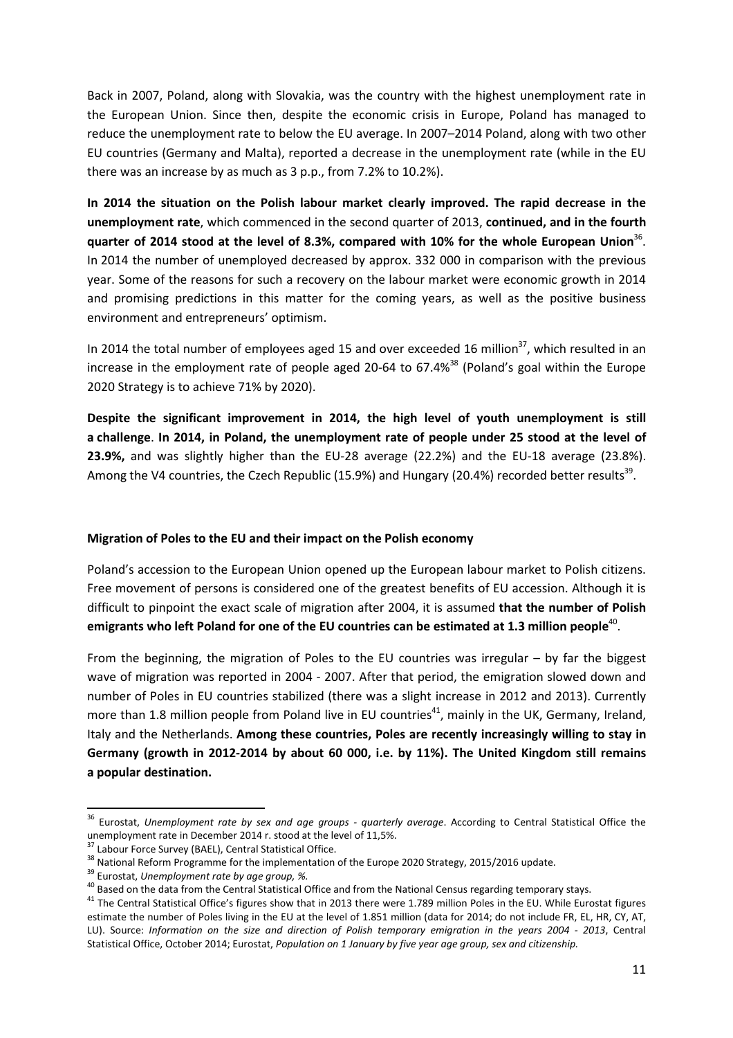Back in 2007, Poland, along with Slovakia, was the country with the highest unemployment rate in the European Union. Since then, despite the economic crisis in Europe, Poland has managed to reduce the unemployment rate to below the EU average. In 2007–2014 Poland, along with two other EU countries (Germany and Malta), reported a decrease in the unemployment rate (while in the EU there was an increase by as much as 3 p.p., from 7.2% to 10.2%).

**In 2014 the situation on the Polish labour market clearly improved. The rapid decrease in the unemployment rate**, which commenced in the second quarter of 2013, **continued, and in the fourth quarter of 2014 stood at the level of 8.3%, compared with 10% for the whole European Union**[36]. In 2014 the number of unemployed decreased by approx. 332 000 in comparison with the previous year. Some of the reasons for such a recovery on the labour market were economic growth in 2014 and promising predictions in this matter for the coming years, as well as the positive business environment and entrepreneurs' optimism.

In 2014 the total number of employees aged 15 and over exceeded 16 million[37], which resulted in an increase in the employment rate of people aged 20-64 to 67.4%[38] (Poland's goal within the Europe 2020 Strategy is to achieve 71% by 2020).

**Despite the significant improvement in 2014, the high level of youth unemployment is still a challenge**. **In 2014, in Poland, the unemployment rate of people under 25 stood at the level of 23.9%,** and was slightly higher than the EU-28 average (22.2%) and the EU-18 average (23.8%). Among the V4 countries, the Czech Republic (15.9%) and Hungary (20.4%) recorded better results[39].

**Migration of Poles to the EU and their impact on the Polish economy**

Poland's accession to the European Union opened up the European labour market to Polish citizens. Free movement of persons is considered one of the greatest benefits of EU accession. Although it is difficult to pinpoint the exact scale of migration after 2004, it is assumed **that the number of Polish emigrants who left Poland for one of the EU countries can be estimated at 1.3 million people**[40].

From the beginning, the migration of Poles to the EU countries was irregular – by far the biggest wave of migration was reported in 2004 - 2007. After that period, the emigration slowed down and number of Poles in EU countries stabilized (there was a slight increase in 2012 and 2013). Currently more than 1.8 million people from Poland live in EU countries[41], mainly in the UK, Germany, Ireland, Italy and the Netherlands. **Among these countries, Poles are recently increasingly willing to stay in Germany (growth in 2012-2014 by about 60 000, i.e. by 11%). The United Kingdom still remains a popular destination.**

---

[36] Eurostat, *Unemployment rate by sex and age groups - quarterly average*. According to Central Statistical Office the unemployment rate in December 2014 r. stood at the level of 11,5%.

[37] Labour Force Survey (BAEL), Central Statistical Office.

[38] National Reform Programme for the implementation of the Europe 2020 Strategy, 2015/2016 update.

[39] Eurostat, *Unemployment rate by age group, %.*

[40] Based on the data from the Central Statistical Office and from the National Census regarding temporary stays.

[41] The Central Statistical Office's figures show that in 2013 there were 1.789 million Poles in the EU. While Eurostat figures estimate the number of Poles living in the EU at the level of 1.851 million (data for 2014; do not include FR, EL, HR, CY, AT, LU). Source: *Information on the size and direction of Polish temporary emigration in the years 2004 - 2013*, Central Statistical Office, October 2014; Eurostat, *Population on 1 January by five year age group, sex and citizenship.*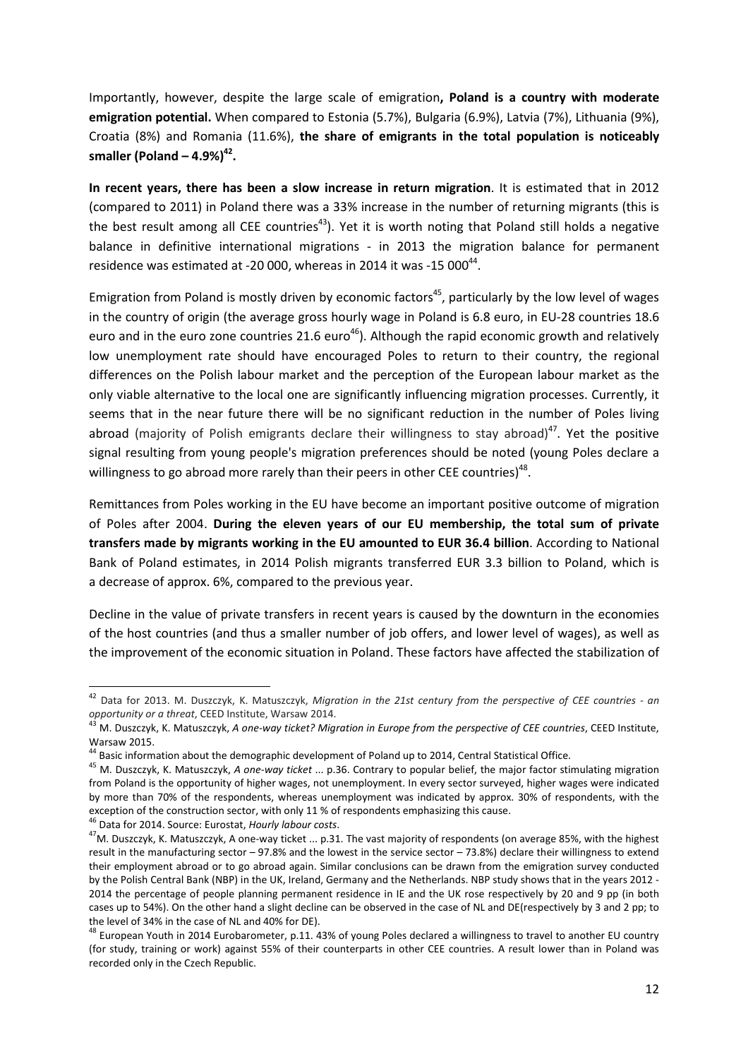Importantly, however, despite the large scale of emigration**, Poland is a country with moderate emigration potential.** When compared to Estonia (5.7%), Bulgaria (6.9%), Latvia (7%), Lithuania (9%), Croatia (8%) and Romania (11.6%), **the share of emigrants in the total population is noticeably smaller (Poland – 4.9%)[42].**

**In recent years, there has been a slow increase in return migration**. It is estimated that in 2012 (compared to 2011) in Poland there was a 33% increase in the number of returning migrants (this is the best result among all CEE countries[43]). Yet it is worth noting that Poland still holds a negative balance in definitive international migrations - in 2013 the migration balance for permanent residence was estimated at -20 000, whereas in 2014 it was -15 000[44].

Emigration from Poland is mostly driven by economic factors[45], particularly by the low level of wages in the country of origin (the average gross hourly wage in Poland is 6.8 euro, in EU-28 countries 18.6 euro and in the euro zone countries 21.6 euro[46]). Although the rapid economic growth and relatively low unemployment rate should have encouraged Poles to return to their country, the regional differences on the Polish labour market and the perception of the European labour market as the only viable alternative to the local one are significantly influencing migration processes. Currently, it seems that in the near future there will be no significant reduction in the number of Poles living abroad (majority of Polish emigrants declare their willingness to stay abroad)[47]. Yet the positive signal resulting from young people's migration preferences should be noted (young Poles declare a willingness to go abroad more rarely than their peers in other CEE countries)[48].

Remittances from Poles working in the EU have become an important positive outcome of migration of Poles after 2004. **During the eleven years of our EU membership, the total sum of private transfers made by migrants working in the EU amounted to EUR 36.4 billion**. According to National Bank of Poland estimates, in 2014 Polish migrants transferred EUR 3.3 billion to Poland, which is a decrease of approx. 6%, compared to the previous year.

Decline in the value of private transfers in recent years is caused by the downturn in the economies of the host countries (and thus a smaller number of job offers, and lower level of wages), as well as the improvement of the economic situation in Poland. These factors have affected the stabilization of

---

[42] Data for 2013. M. Duszczyk, K. Matuszczyk, *Migration in the 21st century from the perspective of CEE countries - an opportunity or a threat*, CEED Institute, Warsaw 2014.

[43] M. Duszczyk, K. Matuszczyk, *A one-way ticket? Migration in Europe from the perspective of CEE countries*, CEED Institute, Warsaw 2015.

[44] Basic information about the demographic development of Poland up to 2014, Central Statistical Office.

[45] M. Duszczyk, K. Matuszczyk, *A one-way ticket* ... p.36. Contrary to popular belief, the major factor stimulating migration from Poland is the opportunity of higher wages, not unemployment. In every sector surveyed, higher wages were indicated by more than 70% of the respondents, whereas unemployment was indicated by approx. 30% of respondents, with the exception of the construction sector, with only 11 % of respondents emphasizing this cause.

[46] Data for 2014. Source: Eurostat, *Hourly labour costs*.

[47] M. Duszczyk, K. Matuszczyk, A one-way ticket ... p.31. The vast majority of respondents (on average 85%, with the highest result in the manufacturing sector – 97.8% and the lowest in the service sector – 73.8%) declare their willingness to extend their employment abroad or to go abroad again. Similar conclusions can be drawn from the emigration survey conducted by the Polish Central Bank (NBP) in the UK, Ireland, Germany and the Netherlands. NBP study shows that in the years 2012 - 2014 the percentage of people planning permanent residence in IE and the UK rose respectively by 20 and 9 pp (in both cases up to 54%). On the other hand a slight decline can be observed in the case of NL and DE(respectively by 3 and 2 pp; to the level of 34% in the case of NL and 40% for DE).

[48] European Youth in 2014 Eurobarometer, p.11. 43% of young Poles declared a willingness to travel to another EU country (for study, training or work) against 55% of their counterparts in other CEE countries. A result lower than in Poland was recorded only in the Czech Republic.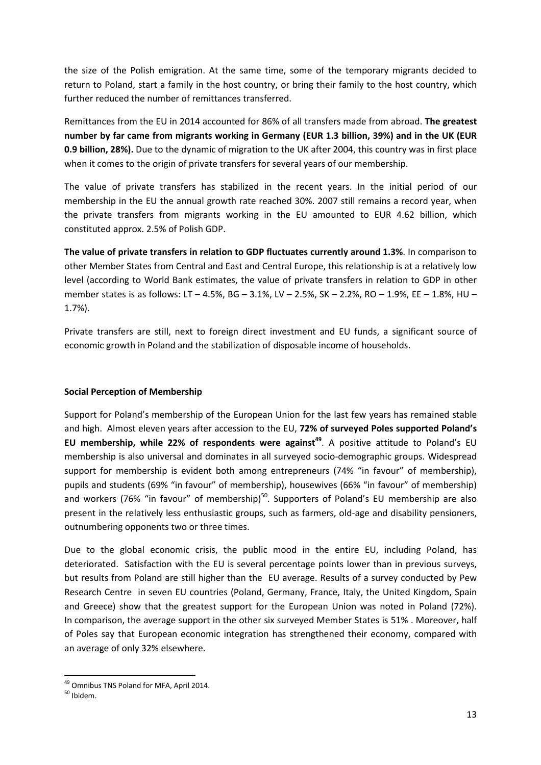the size of the Polish emigration. At the same time, some of the temporary migrants decided to return to Poland, start a family in the host country, or bring their family to the host country, which further reduced the number of remittances transferred.

Remittances from the EU in 2014 accounted for 86% of all transfers made from abroad. **The greatest number by far came from migrants working in Germany (EUR 1.3 billion, 39%) and in the UK (EUR 0.9 billion, 28%).** Due to the dynamic of migration to the UK after 2004, this country was in first place when it comes to the origin of private transfers for several years of our membership.

The value of private transfers has stabilized in the recent years. In the initial period of our membership in the EU the annual growth rate reached 30%. 2007 still remains a record year, when the private transfers from migrants working in the EU amounted to EUR 4.62 billion, which constituted approx. 2.5% of Polish GDP.

**The value of private transfers in relation to GDP fluctuates currently around 1.3%**. In comparison to other Member States from Central and East and Central Europe, this relationship is at a relatively low level (according to World Bank estimates, the value of private transfers in relation to GDP in other member states is as follows: LT – 4.5%, BG – 3.1%, LV – 2.5%, SK – 2.2%, RO – 1.9%, EE – 1.8%, HU – 1.7%).

Private transfers are still, next to foreign direct investment and EU funds, a significant source of economic growth in Poland and the stabilization of disposable income of households.

**Social Perception of Membership**

Support for Poland's membership of the European Union for the last few years has remained stable and high. Almost eleven years after accession to the EU, **72% of surveyed Poles supported Poland's EU membership, while 22% of respondents were against[49]**. A positive attitude to Poland's EU membership is also universal and dominates in all surveyed socio-demographic groups. Widespread support for membership is evident both among entrepreneurs (74% "in favour" of membership), pupils and students (69% "in favour" of membership), housewives (66% "in favour" of membership) and workers (76% "in favour" of membership)[50]. Supporters of Poland's EU membership are also present in the relatively less enthusiastic groups, such as farmers, old-age and disability pensioners, outnumbering opponents two or three times.

Due to the global economic crisis, the public mood in the entire EU, including Poland, has deteriorated. Satisfaction with the EU is several percentage points lower than in previous surveys, but results from Poland are still higher than the EU average. Results of a survey conducted by Pew Research Centre in seven EU countries (Poland, Germany, France, Italy, the United Kingdom, Spain and Greece) show that the greatest support for the European Union was noted in Poland (72%). In comparison, the average support in the other six surveyed Member States is 51% . Moreover, half of Poles say that European economic integration has strengthened their economy, compared with an average of only 32% elsewhere.

[49] Omnibus TNS Poland for MFA, April 2014.

[50] Ibidem.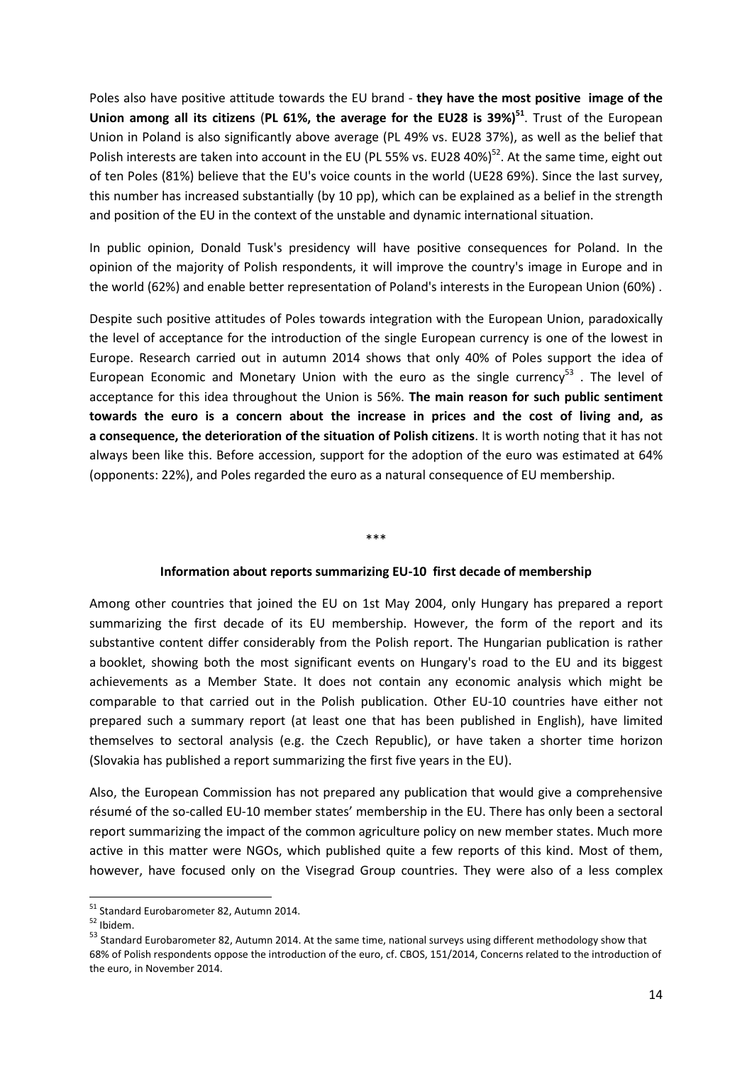Poles also have positive attitude towards the EU brand - **they have the most positive image of the Union among all its citizens** (**PL 61%, the average for the EU28 is 39%)**[51]. Trust of the European Union in Poland is also significantly above average (PL 49% vs. EU28 37%), as well as the belief that Polish interests are taken into account in the EU (PL 55% vs. EU28 40%)[52]. At the same time, eight out of ten Poles (81%) believe that the EU's voice counts in the world (UE28 69%). Since the last survey, this number has increased substantially (by 10 pp), which can be explained as a belief in the strength and position of the EU in the context of the unstable and dynamic international situation.

In public opinion, Donald Tusk's presidency will have positive consequences for Poland. In the opinion of the majority of Polish respondents, it will improve the country's image in Europe and in the world (62%) and enable better representation of Poland's interests in the European Union (60%) .

Despite such positive attitudes of Poles towards integration with the European Union, paradoxically the level of acceptance for the introduction of the single European currency is one of the lowest in Europe. Research carried out in autumn 2014 shows that only 40% of Poles support the idea of European Economic and Monetary Union with the euro as the single currency[53] . The level of acceptance for this idea throughout the Union is 56%. **The main reason for such public sentiment towards the euro is a concern about the increase in prices and the cost of living and, as a consequence, the deterioration of the situation of Polish citizens**. It is worth noting that it has not always been like this. Before accession, support for the adoption of the euro was estimated at 64% (opponents: 22%), and Poles regarded the euro as a natural consequence of EU membership.

\*\*\*

**Information about reports summarizing EU-10 first decade of membership**

Among other countries that joined the EU on 1st May 2004, only Hungary has prepared a report summarizing the first decade of its EU membership. However, the form of the report and its substantive content differ considerably from the Polish report. The Hungarian publication is rather a booklet, showing both the most significant events on Hungary's road to the EU and its biggest achievements as a Member State. It does not contain any economic analysis which might be comparable to that carried out in the Polish publication. Other EU-10 countries have either not prepared such a summary report (at least one that has been published in English), have limited themselves to sectoral analysis (e.g. the Czech Republic), or have taken a shorter time horizon (Slovakia has published a report summarizing the first five years in the EU).

Also, the European Commission has not prepared any publication that would give a comprehensive résumé of the so-called EU-10 member states' membership in the EU. There has only been a sectoral report summarizing the impact of the common agriculture policy on new member states. Much more active in this matter were NGOs, which published quite a few reports of this kind. Most of them, however, have focused only on the Visegrad Group countries. They were also of a less complex

---

[51] Standard Eurobarometer 82, Autumn 2014.

[52] Ibidem.

[53] Standard Eurobarometer 82, Autumn 2014. At the same time, national surveys using different methodology show that 68% of Polish respondents oppose the introduction of the euro, cf. CBOS, 151/2014, Concerns related to the introduction of the euro, in November 2014.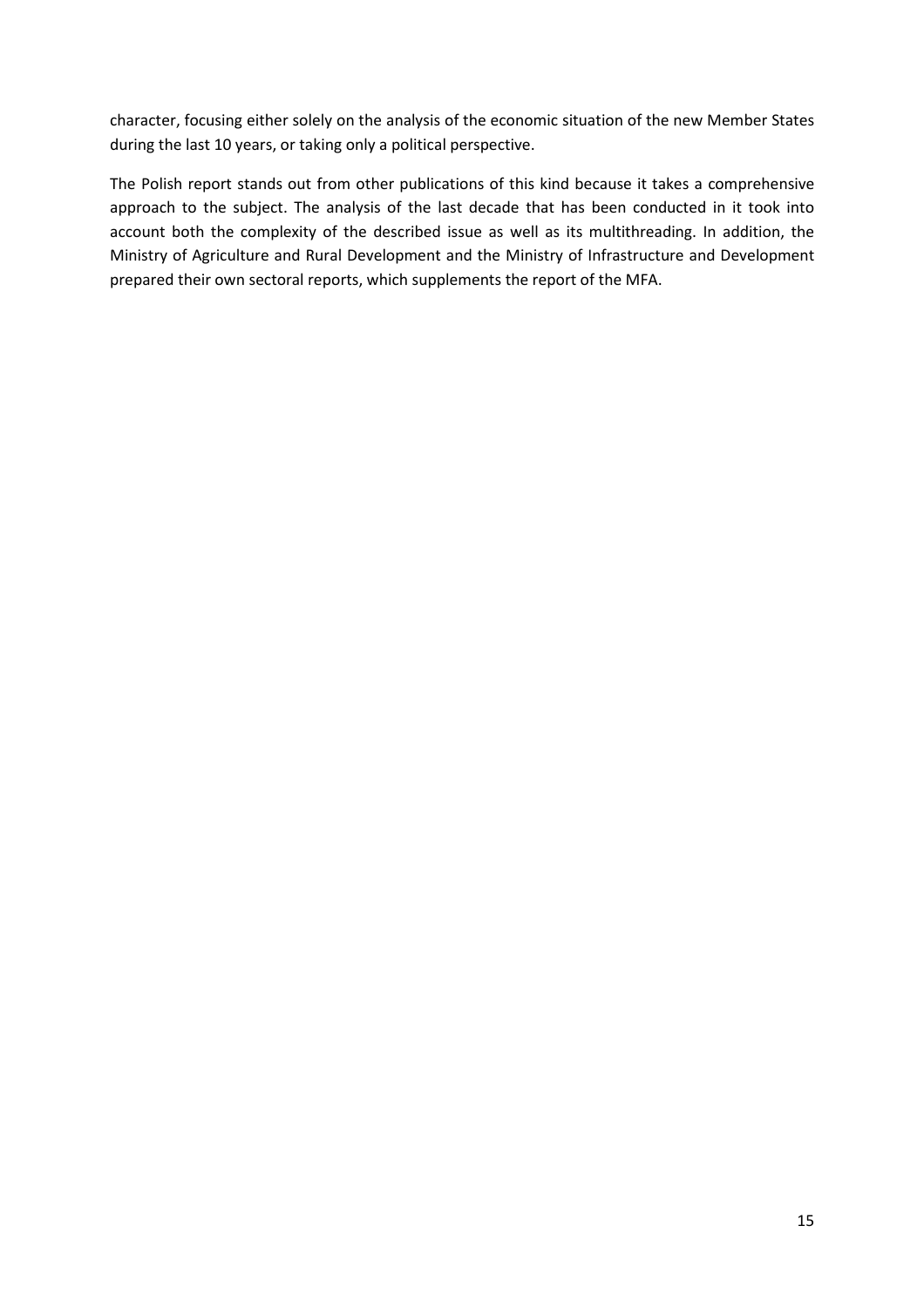character, focusing either solely on the analysis of the economic situation of the new Member States during the last 10 years, or taking only a political perspective.

The Polish report stands out from other publications of this kind because it takes a comprehensive approach to the subject. The analysis of the last decade that has been conducted in it took into account both the complexity of the described issue as well as its multithreading. In addition, the Ministry of Agriculture and Rural Development and the Ministry of Infrastructure and Development prepared their own sectoral reports, which supplements the report of the MFA.